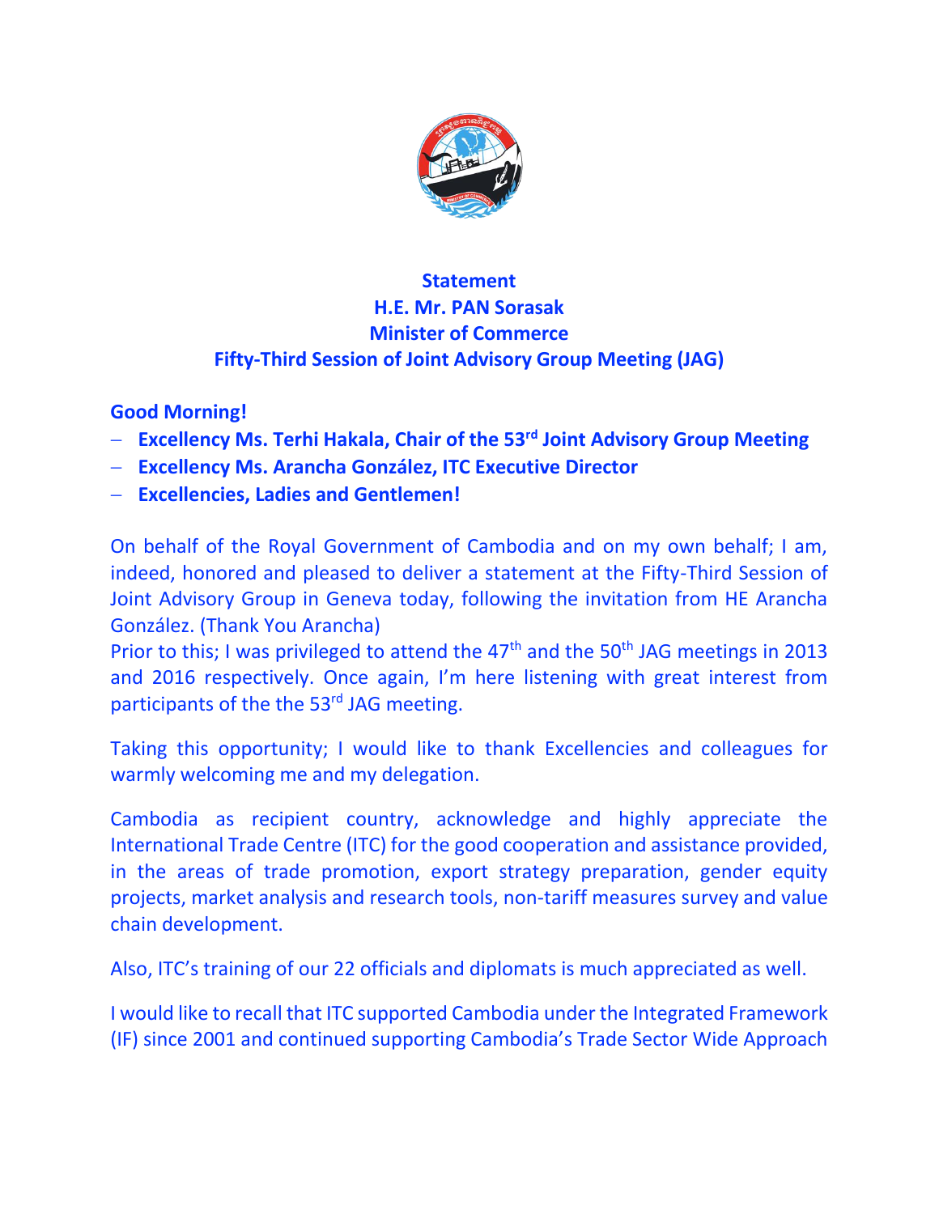**Statement**
**H.E. Mr. PAN Sorasak**
**Minister of Commerce**
**Fifty-Third Session of Joint Advisory Group Meeting (JAG)**

**Good Morning!**

- **Excellency Ms. Terhi Hakala, Chair of the 53rd Joint Advisory Group Meeting**
- **Excellency Ms. Arancha González, ITC Executive Director**
- **Excellencies, Ladies and Gentlemen!**

On behalf of the Royal Government of Cambodia and on my own behalf; I am, indeed, honored and pleased to deliver a statement at the Fifty-Third Session of Joint Advisory Group in Geneva today, following the invitation from HE Arancha González. (Thank You Arancha)

Prior to this; I was privileged to attend the 47th and the 50th JAG meetings in 2013 and 2016 respectively. Once again, I'm here listening with great interest from participants of the the 53rd JAG meeting.

Taking this opportunity; I would like to thank Excellencies and colleagues for warmly welcoming me and my delegation.

Cambodia as recipient country, acknowledge and highly appreciate the International Trade Centre (ITC) for the good cooperation and assistance provided, in the areas of trade promotion, export strategy preparation, gender equity projects, market analysis and research tools, non-tariff measures survey and value chain development.

Also, ITC's training of our 22 officials and diplomats is much appreciated as well.

I would like to recall that ITC supported Cambodia under the Integrated Framework (IF) since 2001 and continued supporting Cambodia's Trade Sector Wide Approach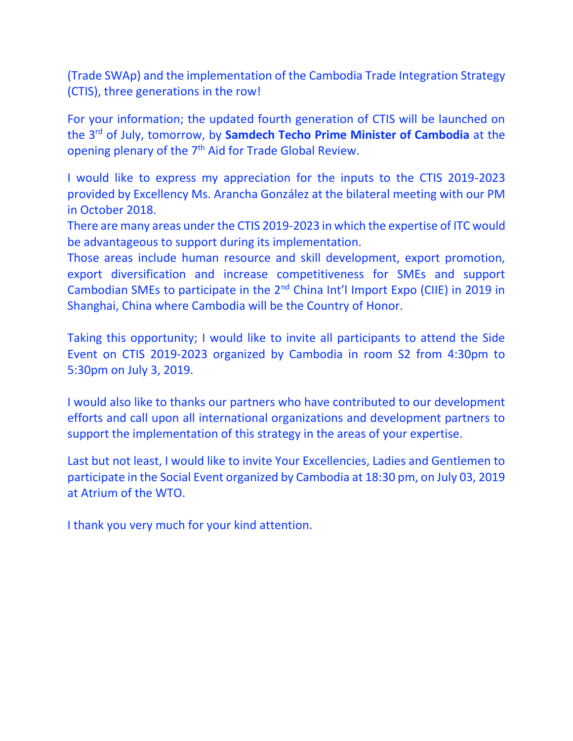(Trade SWAp) and the implementation of the Cambodia Trade Integration Strategy (CTIS), three generations in the row!

For your information; the updated fourth generation of CTIS will be launched on the 3rd of July, tomorrow, by **Samdech Techo Prime Minister of Cambodia** at the opening plenary of the 7th Aid for Trade Global Review.

I would like to express my appreciation for the inputs to the CTIS 2019-2023 provided by Excellency Ms. Arancha González at the bilateral meeting with our PM in October 2018.
There are many areas under the CTIS 2019-2023 in which the expertise of ITC would be advantageous to support during its implementation.
Those areas include human resource and skill development, export promotion, export diversification and increase competitiveness for SMEs and support Cambodian SMEs to participate in the 2nd China Int'l Import Expo (CIIE) in 2019 in Shanghai, China where Cambodia will be the Country of Honor.

Taking this opportunity; I would like to invite all participants to attend the Side Event on CTIS 2019-2023 organized by Cambodia in room S2 from 4:30pm to 5:30pm on July 3, 2019.

I would also like to thanks our partners who have contributed to our development efforts and call upon all international organizations and development partners to support the implementation of this strategy in the areas of your expertise.

Last but not least, I would like to invite Your Excellencies, Ladies and Gentlemen to participate in the Social Event organized by Cambodia at 18:30 pm, on July 03, 2019 at Atrium of the WTO.

I thank you very much for your kind attention.